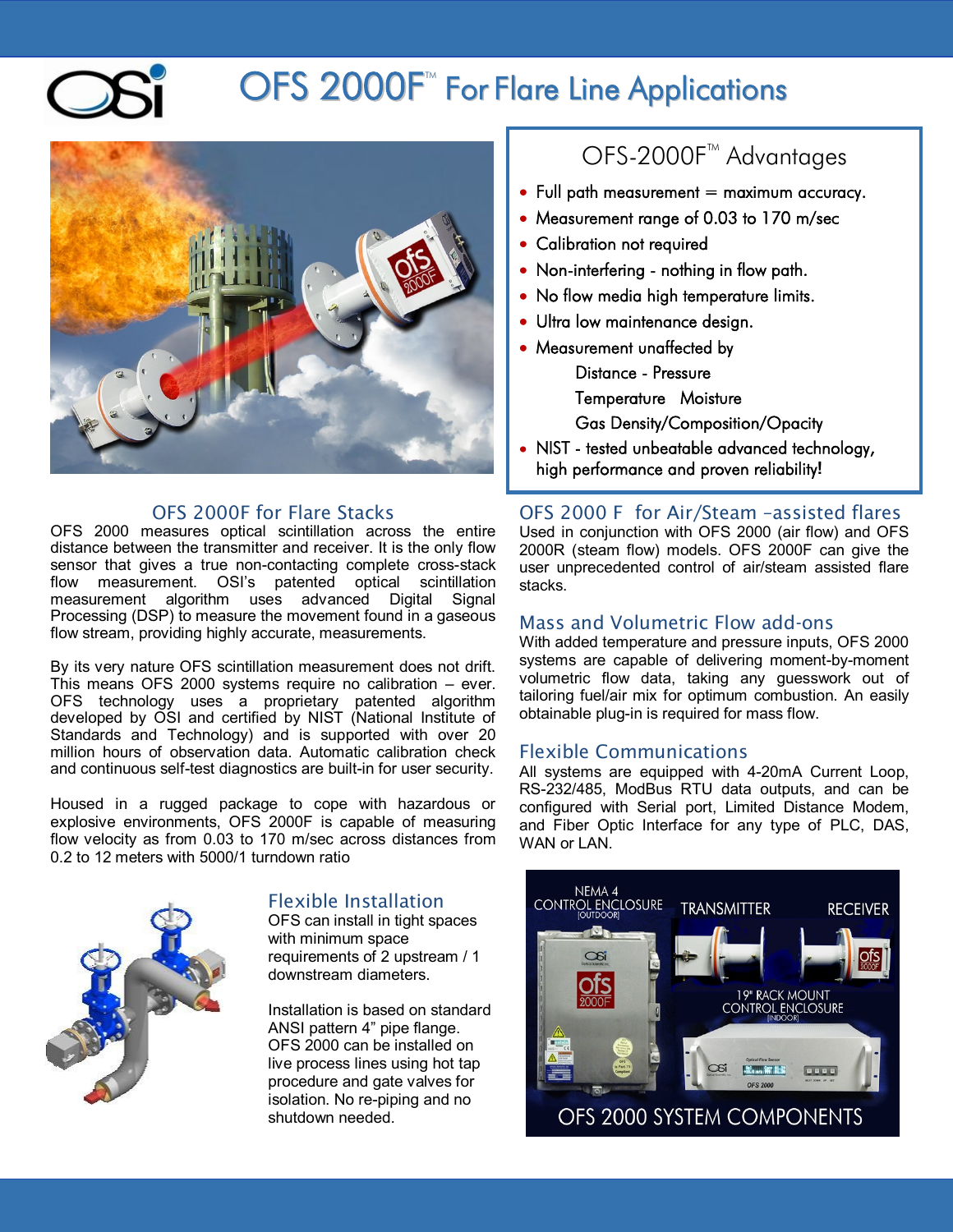# OFS 2000F™ For Flare Line Applications

## OFS-2000F™ Advantages

- Full path measurement = maximum accuracy.
- Measurement range of 0.03 to 170 m/sec
- Calibration not required
- Non-interfering - nothing in flow path.
- No flow media high temperature limits.
- Ultra low maintenance design.
- Measurement unaffected by
  - Distance - Pressure
  - Temperature Moisture
  - Gas Density/Composition/Opacity
- NIST - tested unbeatable advanced technology, high performance and proven reliability!

## OFS 2000F for Flare Stacks

OFS 2000 measures optical scintillation across the entire distance between the transmitter and receiver. It is the only flow sensor that gives a true non-contacting complete cross-stack flow measurement. OSI's patented optical scintillation measurement algorithm uses advanced Digital Signal Processing (DSP) to measure the movement found in a gaseous flow stream, providing highly accurate, measurements.

By its very nature OFS scintillation measurement does not drift. This means OFS 2000 systems require no calibration – ever. OFS technology uses a proprietary patented algorithm developed by OSI and certified by NIST (National Institute of Standards and Technology) and is supported with over 20 million hours of observation data. Automatic calibration check and continuous self-test diagnostics are built-in for user security.

Housed in a rugged package to cope with hazardous or explosive environments, OFS 2000F is capable of measuring flow velocity as from 0.03 to 170 m/sec across distances from 0.2 to 12 meters with 5000/1 turndown ratio

## OFS 2000 F for Air/Steam –assisted flares

Used in conjunction with OFS 2000 (air flow) and OFS 2000R (steam flow) models. OFS 2000F can give the user unprecedented control of air/steam assisted flare stacks.

## Mass and Volumetric Flow add-ons

With added temperature and pressure inputs, OFS 2000 systems are capable of delivering moment-by-moment volumetric flow data, taking any guesswork out of tailoring fuel/air mix for optimum combustion. An easily obtainable plug-in is required for mass flow.

## Flexible Communications

All systems are equipped with 4-20mA Current Loop, RS-232/485, ModBus RTU data outputs, and can be configured with Serial port, Limited Distance Modem, and Fiber Optic Interface for any type of PLC, DAS, WAN or LAN.

## Flexible Installation

OFS can install in tight spaces with minimum space requirements of 2 upstream / 1 downstream diameters.

Installation is based on standard ANSI pattern 4" pipe flange. OFS 2000 can be installed on live process lines using hot tap procedure and gate valves for isolation. No re-piping and no shutdown needed.

NEMA 4 CONTROL ENCLOSURE [OUTDOOR] — TRANSMITTER — RECEIVER — 19" RACK MOUNT CONTROL ENCLOSURE [INDOOR]

OFS 2000 SYSTEM COMPONENTS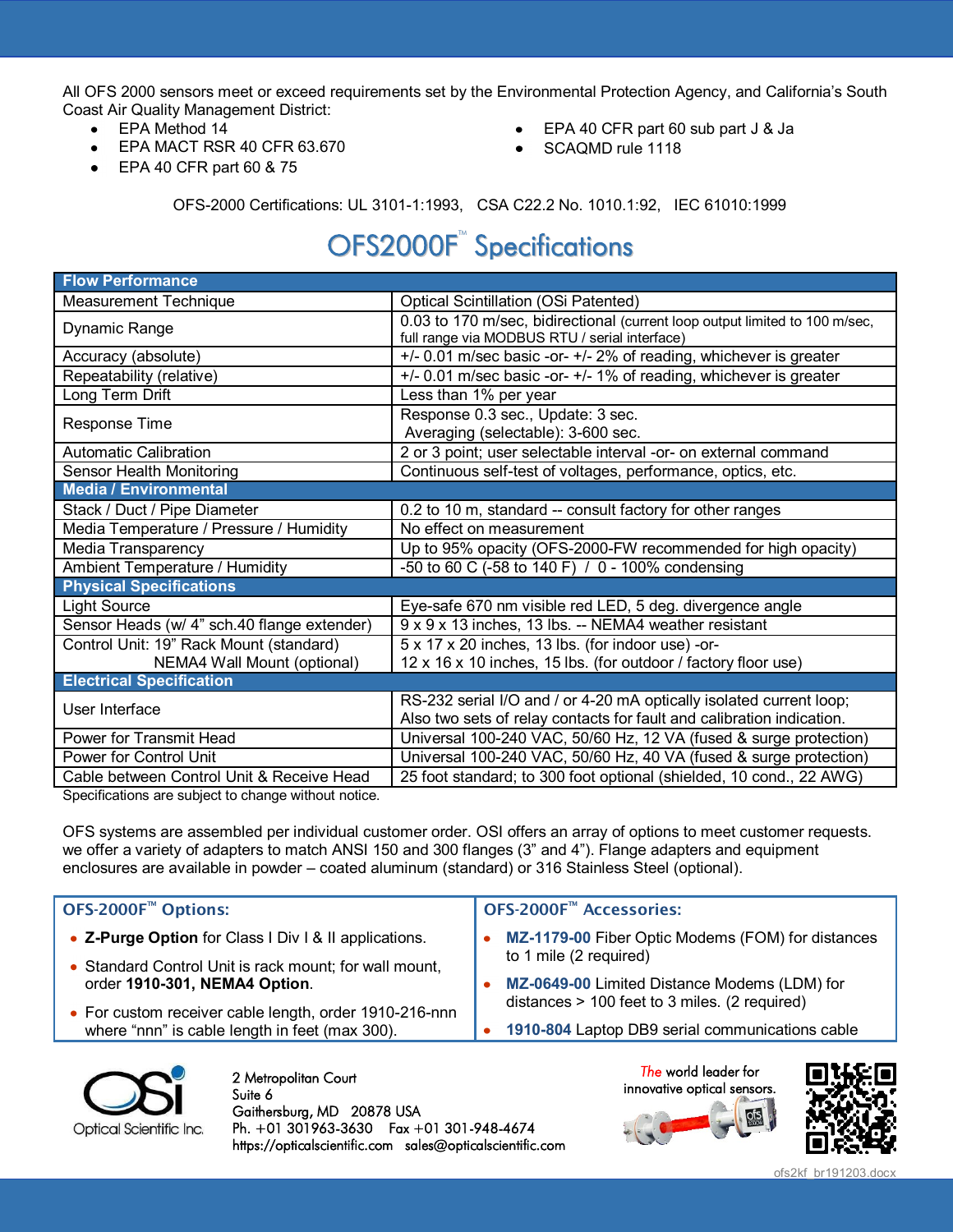All OFS 2000 sensors meet or exceed requirements set by the Environmental Protection Agency, and California's South Coast Air Quality Management District:

- EPA Method 14
- EPA MACT RSR 40 CFR 63.670
- EPA 40 CFR part 60 & 75
- EPA 40 CFR part 60 sub part J & Ja
- SCAQMD rule 1118

OFS-2000 Certifications: UL 3101-1:1993, CSA C22.2 No. 1010.1:92, IEC 61010:1999

# OFS2000F™ Specifications

| | |
|---|---|
| **Flow Performance** | |
| Measurement Technique | Optical Scintillation (OSi Patented) |
| Dynamic Range | 0.03 to 170 m/sec, bidirectional (current loop output limited to 100 m/sec, full range via MODBUS RTU / serial interface) |
| Accuracy (absolute) | +/- 0.01 m/sec basic -or- +/- 2% of reading, whichever is greater |
| Repeatability (relative) | +/- 0.01 m/sec basic -or- +/- 1% of reading, whichever is greater |
| Long Term Drift | Less than 1% per year |
| Response Time | Response 0.3 sec., Update: 3 sec. Averaging (selectable): 3-600 sec. |
| Automatic Calibration | 2 or 3 point; user selectable interval -or- on external command |
| Sensor Health Monitoring | Continuous self-test of voltages, performance, optics, etc. |
| **Media / Environmental** | |
| Stack / Duct / Pipe Diameter | 0.2 to 10 m, standard -- consult factory for other ranges |
| Media Temperature / Pressure / Humidity | No effect on measurement |
| Media Transparency | Up to 95% opacity (OFS-2000-FW recommended for high opacity) |
| Ambient Temperature / Humidity | -50 to 60 C (-58 to 140 F) / 0 - 100% condensing |
| **Physical Specifications** | |
| Light Source | Eye-safe 670 nm visible red LED, 5 deg. divergence angle |
| Sensor Heads (w/ 4" sch.40 flange extender) | 9 x 9 x 13 inches, 13 lbs. -- NEMA4 weather resistant |
| Control Unit: 19" Rack Mount (standard) NEMA4 Wall Mount (optional) | 5 x 17 x 20 inches, 13 lbs. (for indoor use) -or- 12 x 16 x 10 inches, 15 lbs. (for outdoor / factory floor use) |
| **Electrical Specification** | |
| User Interface | RS-232 serial I/O and / or 4-20 mA optically isolated current loop; Also two sets of relay contacts for fault and calibration indication. |
| Power for Transmit Head | Universal 100-240 VAC, 50/60 Hz, 12 VA (fused & surge protection) |
| Power for Control Unit | Universal 100-240 VAC, 50/60 Hz, 40 VA (fused & surge protection) |
| Cable between Control Unit & Receive Head | 25 foot standard; to 300 foot optional (shielded, 10 cond., 22 AWG) |

Specifications are subject to change without notice.

OFS systems are assembled per individual customer order. OSI offers an array of options to meet customer requests. we offer a variety of adapters to match ANSI 150 and 300 flanges (3" and 4"). Flange adapters and equipment enclosures are available in powder – coated aluminum (standard) or 316 Stainless Steel (optional).

### OFS-2000F™ Options:

- **Z-Purge Option** for Class I Div I & II applications.
- Standard Control Unit is rack mount; for wall mount, order **1910-301, NEMA4 Option**.
- For custom receiver cable length, order 1910-216-nnn where "nnn" is cable length in feet (max 300).

### OFS-2000F™ Accessories:

- **MZ-1179-00** Fiber Optic Modems (FOM) for distances to 1 mile (2 required)
- **MZ-0649-00** Limited Distance Modems (LDM) for distances > 100 feet to 3 miles. (2 required)
- **1910-804** Laptop DB9 serial communications cable

Optical Scientific Inc.

2 Metropolitan Court
Suite 6
Gaithersburg, MD 20878 USA
Ph. +01 301963-3630 Fax +01 301-948-4674
https://opticalscientific.com sales@opticalscientific.com

*The* world leader for innovative optical sensors.

ofs2kf_br191203.docx